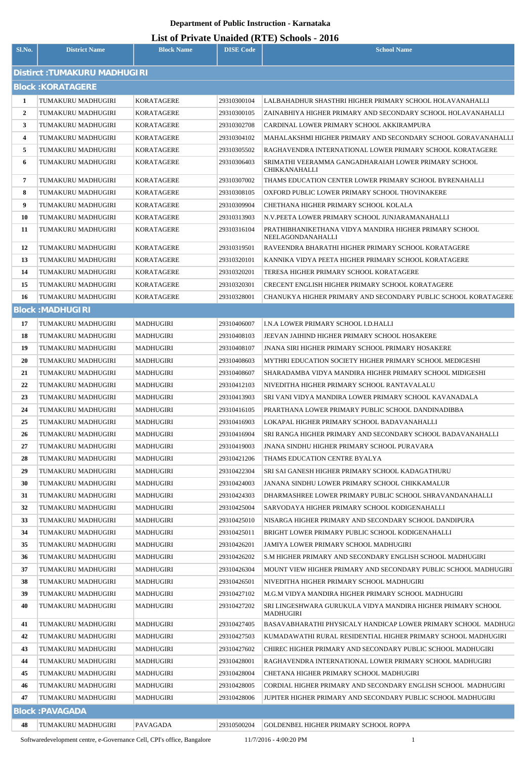**Department of Public Instruction - Karnataka**

# List of Private Unaided (RTE) Schools - 2016

| Sl.No. | District Name | Block Name | DISE Code | School Name |
|---|---|---|---|---|
| **Distirct :TUMAKURU MADHUGIRI** | | | | |
| **Block :KORATAGERE** | | | | |
| 1 | TUMAKURU MADHUGIRI | KORATAGERE | 29310300104 | LALBAHADHUR SHASTHRI HIGHER PRIMARY SCHOOL HOLAVANAHALLI |
| 2 | TUMAKURU MADHUGIRI | KORATAGERE | 29310300105 | ZAINABHIYA HIGHER PRIMARY AND SECONDARY SCHOOL HOLAVANAHALLI |
| 3 | TUMAKURU MADHUGIRI | KORATAGERE | 29310302708 | CARDINAL LOWER PRIMARY SCHOOL AKKIRAMPURA |
| 4 | TUMAKURU MADHUGIRI | KORATAGERE | 29310304102 | MAHALAKSHMI HIGHER PRIMARY AND SECONDARY SCHOOL GORAVANAHALLI |
| 5 | TUMAKURU MADHUGIRI | KORATAGERE | 29310305502 | RAGHAVENDRA INTERNATIONAL LOWER PRIMARY SCHOOL KORATAGERE |
| 6 | TUMAKURU MADHUGIRI | KORATAGERE | 29310306403 | SRIMATHI VEERAMMA GANGADHARAIAH LOWER PRIMARY SCHOOL CHIKKANAHALLI |
| 7 | TUMAKURU MADHUGIRI | KORATAGERE | 29310307002 | THAMS EDUCATION CENTER LOWER PRIMARY SCHOOL BYRENAHALLI |
| 8 | TUMAKURU MADHUGIRI | KORATAGERE | 29310308105 | OXFORD PUBLIC LOWER PRIMARY SCHOOL THOVINAKERE |
| 9 | TUMAKURU MADHUGIRI | KORATAGERE | 29310309904 | CHETHANA HIGHER PRIMARY SCHOOL KOLALA |
| 10 | TUMAKURU MADHUGIRI | KORATAGERE | 29310313903 | N.V.PEETA LOWER PRIMARY SCHOOL JUNJARAMANAHALLI |
| 11 | TUMAKURU MADHUGIRI | KORATAGERE | 29310316104 | PRATHIBHANIKETHANA VIDYA MANDIRA HIGHER PRIMARY SCHOOL NEELAGONDANAHALLI |
| 12 | TUMAKURU MADHUGIRI | KORATAGERE | 29310319501 | RAVEENDRA BHARATHI HIGHER PRIMARY SCHOOL KORATAGERE |
| 13 | TUMAKURU MADHUGIRI | KORATAGERE | 29310320101 | KANNIKA VIDYA PEETA HIGHER PRIMARY SCHOOL KORATAGERE |
| 14 | TUMAKURU MADHUGIRI | KORATAGERE | 29310320201 | TERESA HIGHER PRIMARY SCHOOL KORATAGERE |
| 15 | TUMAKURU MADHUGIRI | KORATAGERE | 29310320301 | CRECENT ENGLISH HIGHER PRIMARY SCHOOL KORATAGERE |
| 16 | TUMAKURU MADHUGIRI | KORATAGERE | 29310328001 | CHANUKYA HIGHER PRIMARY AND SECONDARY PUBLIC SCHOOL KORATAGERE |
| **Block :MADHUGIRI** | | | | |
| 17 | TUMAKURU MADHUGIRI | MADHUGIRI | 29310406007 | I.N.A LOWER PRIMARY SCHOOL I.D.HALLI |
| 18 | TUMAKURU MADHUGIRI | MADHUGIRI | 29310408103 | JEEVAN JAIHIND HIGHER PRIMARY SCHOOL HOSAKERE |
| 19 | TUMAKURU MADHUGIRI | MADHUGIRI | 29310408107 | JNANA SIRI HIGHER PRIMARY SCHOOL PRIMARY HOSAKERE |
| 20 | TUMAKURU MADHUGIRI | MADHUGIRI | 29310408603 | MYTHRI EDUCATION SOCIETY HIGHER PRIMARY SCHOOL MEDIGESHI |
| 21 | TUMAKURU MADHUGIRI | MADHUGIRI | 29310408607 | SHARADAMBA VIDYA MANDIRA HIGHER PRIMARY SCHOOL MIDIGESHI |
| 22 | TUMAKURU MADHUGIRI | MADHUGIRI | 29310412103 | NIVEDITHA HIGHER PRIMARY SCHOOL RANTAVALALU |
| 23 | TUMAKURU MADHUGIRI | MADHUGIRI | 29310413903 | SRI VANI VIDYA MANDIRA LOWER PRIMARY SCHOOL KAVANADALA |
| 24 | TUMAKURU MADHUGIRI | MADHUGIRI | 29310416105 | PRARTHANA LOWER PRIMARY PUBLIC SCHOOL DANDINADIBBA |
| 25 | TUMAKURU MADHUGIRI | MADHUGIRI | 29310416903 | LOKAPAL HIGHER PRIMARY SCHOOL BADAVANAHALLI |
| 26 | TUMAKURU MADHUGIRI | MADHUGIRI | 29310416904 | SRI RANGA HIGHER PRIMARY AND SECONDARY SCHOOL BADAVANAHALLI |
| 27 | TUMAKURU MADHUGIRI | MADHUGIRI | 29310419003 | JNANA SINDHU HIGHER PRIMARY SCHOOL PURAVARA |
| 28 | TUMAKURU MADHUGIRI | MADHUGIRI | 29310421206 | THAMS EDUCATION CENTRE BYALYA |
| 29 | TUMAKURU MADHUGIRI | MADHUGIRI | 29310422304 | SRI SAI GANESH HIGHER PRIMARY SCHOOL KADAGATHURU |
| 30 | TUMAKURU MADHUGIRI | MADHUGIRI | 29310424003 | JANANA SINDHU LOWER PRIMARY SCHOOL CHIKKAMALUR |
| 31 | TUMAKURU MADHUGIRI | MADHUGIRI | 29310424303 | DHARMASHREE LOWER PRIMARY PUBLIC SCHOOL SHRAVANDANAHALLI |
| 32 | TUMAKURU MADHUGIRI | MADHUGIRI | 29310425004 | SARVODAYA HIGHER PRIMARY SCHOOL KODIGENAHALLI |
| 33 | TUMAKURU MADHUGIRI | MADHUGIRI | 29310425010 | NISARGA HIGHER PRIMARY AND SECONDARY SCHOOL DANDIPURA |
| 34 | TUMAKURU MADHUGIRI | MADHUGIRI | 29310425011 | BRIGHT LOWER PRIMARY PUBLIC SCHOOL KODIGENAHALLI |
| 35 | TUMAKURU MADHUGIRI | MADHUGIRI | 29310426201 | JAMIYA LOWER PRIMARY SCHOOL MADHUGIRI |
| 36 | TUMAKURU MADHUGIRI | MADHUGIRI | 29310426202 | S.M HIGHER PRIMARY AND SECONDARY ENGLISH SCHOOL MADHUGIRI |
| 37 | TUMAKURU MADHUGIRI | MADHUGIRI | 29310426304 | MOUNT VIEW HIGHER PRIMARY AND SECONDARY PUBLIC SCHOOL MADHUGIRI |
| 38 | TUMAKURU MADHUGIRI | MADHUGIRI | 29310426501 | NIVEDITHA HIGHER PRIMARY SCHOOL MADHUGIRI |
| 39 | TUMAKURU MADHUGIRI | MADHUGIRI | 29310427102 | M.G.M VIDYA MANDIRA HIGHER PRIMARY SCHOOL MADHUGIRI |
| 40 | TUMAKURU MADHUGIRI | MADHUGIRI | 29310427202 | SRI LINGESHWARA GURUKULA VIDYA MANDIRA HIGHER PRIMARY SCHOOL MADHUGIRI |
| 41 | TUMAKURU MADHUGIRI | MADHUGIRI | 29310427405 | BASAVABHARATHI PHYSICALY HANDICAP LOWER PRIMARY SCHOOL MADHUGI |
| 42 | TUMAKURU MADHUGIRI | MADHUGIRI | 29310427503 | KUMADAWATHI RURAL RESIDENTIAL HIGHER PRIMARY SCHOOL MADHUGIRI |
| 43 | TUMAKURU MADHUGIRI | MADHUGIRI | 29310427602 | CHIREC HIGHER PRIMARY AND SECONDARY PUBLIC SCHOOL MADHUGIRI |
| 44 | TUMAKURU MADHUGIRI | MADHUGIRI | 29310428001 | RAGHAVENDRA INTERNATIONAL LOWER PRIMARY SCHOOL MADHUGIRI |
| 45 | TUMAKURU MADHUGIRI | MADHUGIRI | 29310428004 | CHETANA HIGHER PRIMARY SCHOOL MADHUGIRI |
| 46 | TUMAKURU MADHUGIRI | MADHUGIRI | 29310428005 | CORDIAL HIGHER PRIMARY AND SECONDARY ENGLISH SCHOOL MADHUGIRI |
| 47 | TUMAKURU MADHUGIRI | MADHUGIRI | 29310428006 | JUPITER HIGHER PRIMARY AND SECONDARY PUBLIC SCHOOL MADHUGIRI |
| **Block :PAVAGADA** | | | | |
| 48 | TUMAKURU MADHUGIRI | PAVAGADA | 29310500204 | GOLDENBEL HIGHER PRIMARY SCHOOL ROPPA |

Softwaredevelopment centre, e-Governance Cell, CPI's office, Bangalore 11/7/2016 - 4:00:20 PM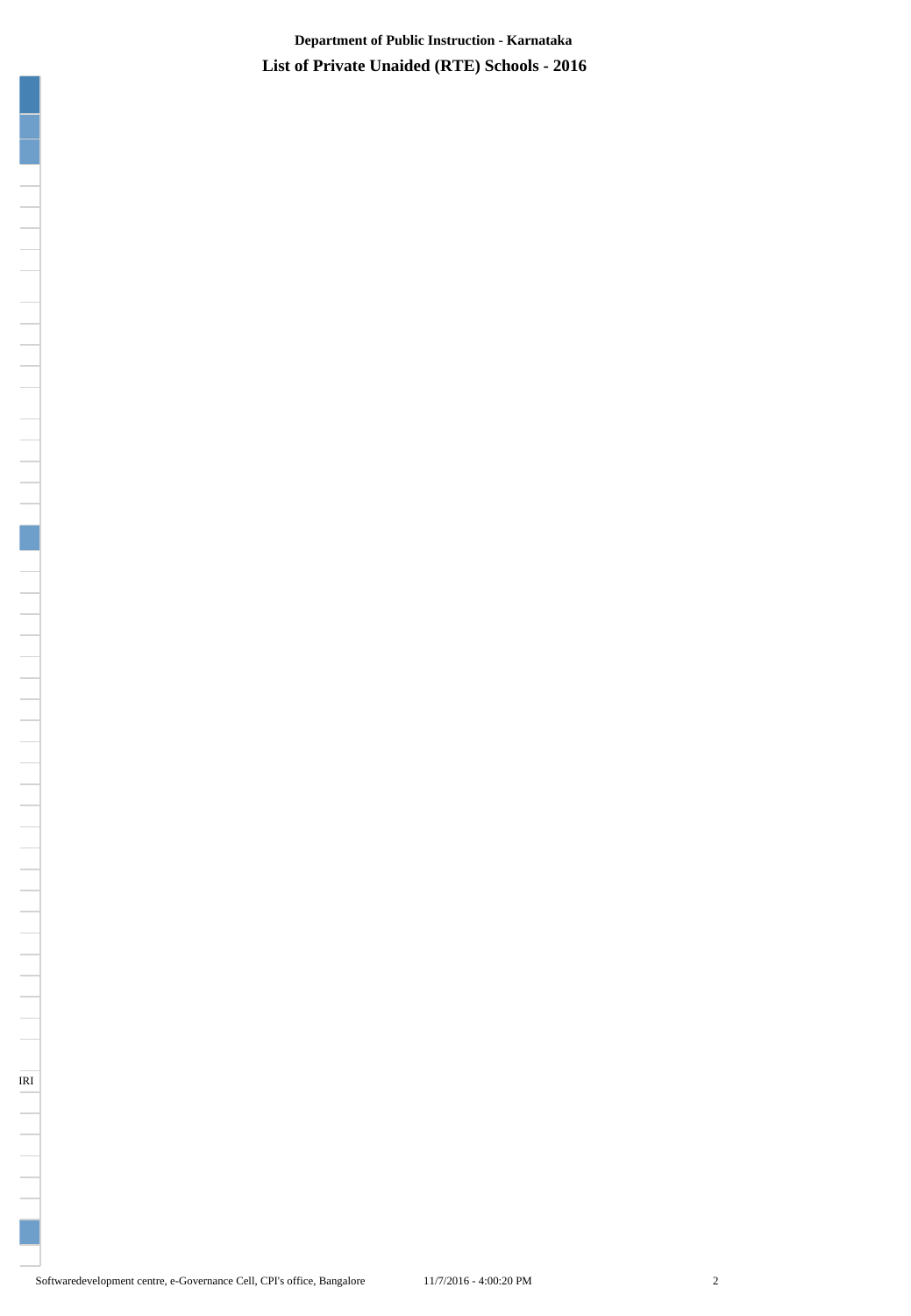# Department of Public Instruction - Karnataka

## List of Private Unaided (RTE) Schools - 2016

IRI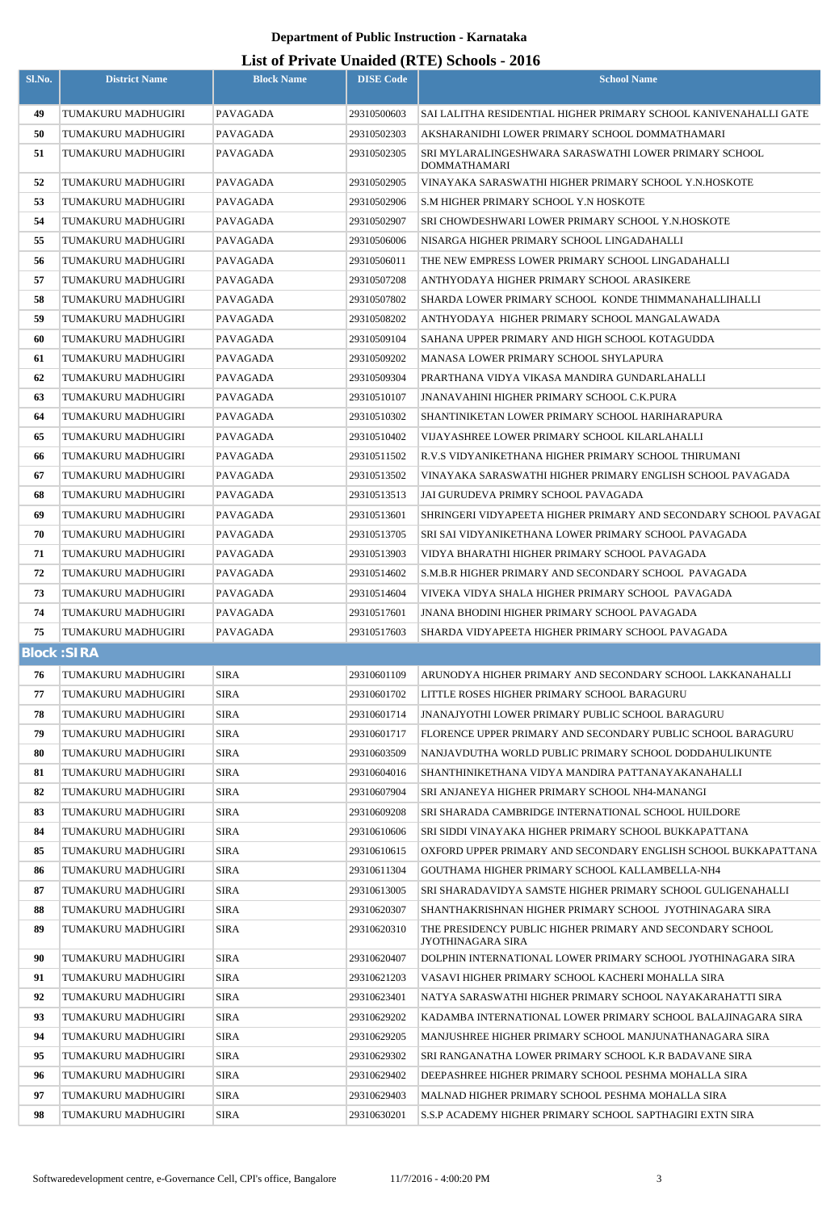**Department of Public Instruction - Karnataka**

## List of Private Unaided (RTE) Schools - 2016

| Sl.No. | District Name | Block Name | DISE Code | School Name |
|---|---|---|---|---|
| 49 | TUMAKURU MADHUGIRI | PAVAGADA | 29310500603 | SAI LALITHA RESIDENTIAL HIGHER PRIMARY SCHOOL KANIVENAHALLI GATE |
| 50 | TUMAKURU MADHUGIRI | PAVAGADA | 29310502303 | AKSHARANIDHI LOWER PRIMARY SCHOOL DOMMATHAMARI |
| 51 | TUMAKURU MADHUGIRI | PAVAGADA | 29310502305 | SRI MYLARALINGESHWARA SARASWATHI LOWER PRIMARY SCHOOL DOMMATHAMARI |
| 52 | TUMAKURU MADHUGIRI | PAVAGADA | 29310502905 | VINAYAKA SARASWATHI HIGHER PRIMARY SCHOOL Y.N.HOSKOTE |
| 53 | TUMAKURU MADHUGIRI | PAVAGADA | 29310502906 | S.M HIGHER PRIMARY SCHOOL Y.N HOSKOTE |
| 54 | TUMAKURU MADHUGIRI | PAVAGADA | 29310502907 | SRI CHOWDESHWARI LOWER PRIMARY SCHOOL Y.N.HOSKOTE |
| 55 | TUMAKURU MADHUGIRI | PAVAGADA | 29310506006 | NISARGA HIGHER PRIMARY SCHOOL LINGADAHALLI |
| 56 | TUMAKURU MADHUGIRI | PAVAGADA | 29310506011 | THE NEW EMPRESS LOWER PRIMARY SCHOOL LINGADAHALLI |
| 57 | TUMAKURU MADHUGIRI | PAVAGADA | 29310507208 | ANTHYODAYA HIGHER PRIMARY SCHOOL ARASIKERE |
| 58 | TUMAKURU MADHUGIRI | PAVAGADA | 29310507802 | SHARDA LOWER PRIMARY SCHOOL KONDE THIMMANAHALLIHALLI |
| 59 | TUMAKURU MADHUGIRI | PAVAGADA | 29310508202 | ANTHYODAYA HIGHER PRIMARY SCHOOL MANGALAWADA |
| 60 | TUMAKURU MADHUGIRI | PAVAGADA | 29310509104 | SAHANA UPPER PRIMARY AND HIGH SCHOOL KOTAGUDDA |
| 61 | TUMAKURU MADHUGIRI | PAVAGADA | 29310509202 | MANASA LOWER PRIMARY SCHOOL SHYLAPURA |
| 62 | TUMAKURU MADHUGIRI | PAVAGADA | 29310509304 | PRARTHANA VIDYA VIKASA MANDIRA GUNDARLAHALLI |
| 63 | TUMAKURU MADHUGIRI | PAVAGADA | 29310510107 | JNANAVAHINI HIGHER PRIMARY SCHOOL C.K.PURA |
| 64 | TUMAKURU MADHUGIRI | PAVAGADA | 29310510302 | SHANTINIKETAN LOWER PRIMARY SCHOOL HARIHARAPURA |
| 65 | TUMAKURU MADHUGIRI | PAVAGADA | 29310510402 | VIJAYASHREE LOWER PRIMARY SCHOOL KILARLAHALLI |
| 66 | TUMAKURU MADHUGIRI | PAVAGADA | 29310511502 | R.V.S VIDYANIKETHANA HIGHER PRIMARY SCHOOL THIRUMANI |
| 67 | TUMAKURU MADHUGIRI | PAVAGADA | 29310513502 | VINAYAKA SARASWATHI HIGHER PRIMARY ENGLISH SCHOOL PAVAGADA |
| 68 | TUMAKURU MADHUGIRI | PAVAGADA | 29310513513 | JAI GURUDEVA PRIMRY SCHOOL PAVAGADA |
| 69 | TUMAKURU MADHUGIRI | PAVAGADA | 29310513601 | SHRINGERI VIDYAPEETA HIGHER PRIMARY AND SECONDARY SCHOOL PAVAGAI |
| 70 | TUMAKURU MADHUGIRI | PAVAGADA | 29310513705 | SRI SAI VIDYANIKETHANA LOWER PRIMARY SCHOOL PAVAGADA |
| 71 | TUMAKURU MADHUGIRI | PAVAGADA | 29310513903 | VIDYA BHARATHI HIGHER PRIMARY SCHOOL PAVAGADA |
| 72 | TUMAKURU MADHUGIRI | PAVAGADA | 29310514602 | S.M.B.R HIGHER PRIMARY AND SECONDARY SCHOOL PAVAGADA |
| 73 | TUMAKURU MADHUGIRI | PAVAGADA | 29310514604 | VIVEKA VIDYA SHALA HIGHER PRIMARY SCHOOL PAVAGADA |
| 74 | TUMAKURU MADHUGIRI | PAVAGADA | 29310517601 | JNANA BHODINI HIGHER PRIMARY SCHOOL PAVAGADA |
| 75 | TUMAKURU MADHUGIRI | PAVAGADA | 29310517603 | SHARDA VIDYAPEETA HIGHER PRIMARY SCHOOL PAVAGADA |
| **Block :SIRA** | | | | |
| 76 | TUMAKURU MADHUGIRI | SIRA | 29310601109 | ARUNODYA HIGHER PRIMARY AND SECONDARY SCHOOL LAKKANAHALLI |
| 77 | TUMAKURU MADHUGIRI | SIRA | 29310601702 | LITTLE ROSES HIGHER PRIMARY SCHOOL BARAGURU |
| 78 | TUMAKURU MADHUGIRI | SIRA | 29310601714 | JNANAJYOTHI LOWER PRIMARY PUBLIC SCHOOL BARAGURU |
| 79 | TUMAKURU MADHUGIRI | SIRA | 29310601717 | FLORENCE UPPER PRIMARY AND SECONDARY PUBLIC SCHOOL BARAGURU |
| 80 | TUMAKURU MADHUGIRI | SIRA | 29310603509 | NANJAVDUTHA WORLD PUBLIC PRIMARY SCHOOL DODDAHULIKUNTE |
| 81 | TUMAKURU MADHUGIRI | SIRA | 29310604016 | SHANTHINIKETHANA VIDYA MANDIRA PATTANAYAKANAHALLI |
| 82 | TUMAKURU MADHUGIRI | SIRA | 29310607904 | SRI ANJANEYA HIGHER PRIMARY SCHOOL NH4-MANANGI |
| 83 | TUMAKURU MADHUGIRI | SIRA | 29310609208 | SRI SHARADA CAMBRIDGE INTERNATIONAL SCHOOL HUILDORE |
| 84 | TUMAKURU MADHUGIRI | SIRA | 29310610606 | SRI SIDDI VINAYAKA HIGHER PRIMARY SCHOOL BUKKAPATTANA |
| 85 | TUMAKURU MADHUGIRI | SIRA | 29310610615 | OXFORD UPPER PRIMARY AND SECONDARY ENGLISH SCHOOL BUKKAPATTANA |
| 86 | TUMAKURU MADHUGIRI | SIRA | 29310611304 | GOUTHAMA HIGHER PRIMARY SCHOOL KALLAMBELLA-NH4 |
| 87 | TUMAKURU MADHUGIRI | SIRA | 29310613005 | SRI SHARADAVIDYA SAMSTE HIGHER PRIMARY SCHOOL GULIGENAHALLI |
| 88 | TUMAKURU MADHUGIRI | SIRA | 29310620307 | SHANTHAKRISHNAN HIGHER PRIMARY SCHOOL JYOTHINAGARA SIRA |
| 89 | TUMAKURU MADHUGIRI | SIRA | 29310620310 | THE PRESIDENCY PUBLIC HIGHER PRIMARY AND SECONDARY SCHOOL JYOTHINAGARA SIRA |
| 90 | TUMAKURU MADHUGIRI | SIRA | 29310620407 | DOLPHIN INTERNATIONAL LOWER PRIMARY SCHOOL JYOTHINAGARA SIRA |
| 91 | TUMAKURU MADHUGIRI | SIRA | 29310621203 | VASAVI HIGHER PRIMARY SCHOOL KACHERI MOHALLA SIRA |
| 92 | TUMAKURU MADHUGIRI | SIRA | 29310623401 | NATYA SARASWATHI HIGHER PRIMARY SCHOOL NAYAKARAHATTI SIRA |
| 93 | TUMAKURU MADHUGIRI | SIRA | 29310629202 | KADAMBA INTERNATIONAL LOWER PRIMARY SCHOOL BALAJINAGARA SIRA |
| 94 | TUMAKURU MADHUGIRI | SIRA | 29310629205 | MANJUSHREE HIGHER PRIMARY SCHOOL MANJUNATHANAGARA SIRA |
| 95 | TUMAKURU MADHUGIRI | SIRA | 29310629302 | SRI RANGANATHA LOWER PRIMARY SCHOOL K.R BADAVANE SIRA |
| 96 | TUMAKURU MADHUGIRI | SIRA | 29310629402 | DEEPASHREE HIGHER PRIMARY SCHOOL PESHMA MOHALLA SIRA |
| 97 | TUMAKURU MADHUGIRI | SIRA | 29310629403 | MALNAD HIGHER PRIMARY SCHOOL PESHMA MOHALLA SIRA |
| 98 | TUMAKURU MADHUGIRI | SIRA | 29310630201 | S.S.P ACADEMY HIGHER PRIMARY SCHOOL SAPTHAGIRI EXTN SIRA |

Softwaredevelopment centre, e-Governance Cell, CPI's office, Bangalore 11/7/2016 - 4:00:20 PM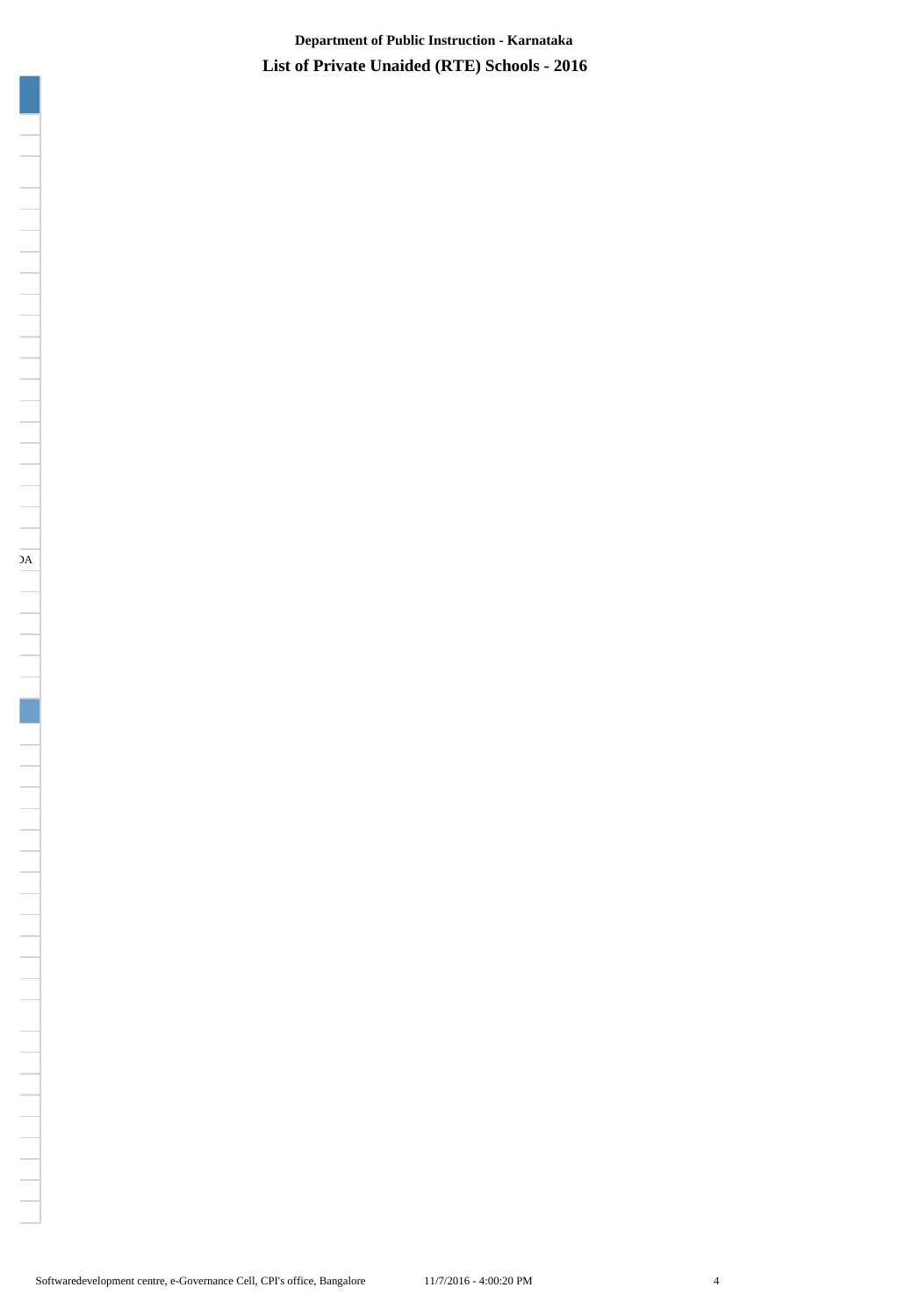**Department of Public Instruction - Karnataka**

**List of Private Unaided (RTE) Schools - 2016**

ĐA